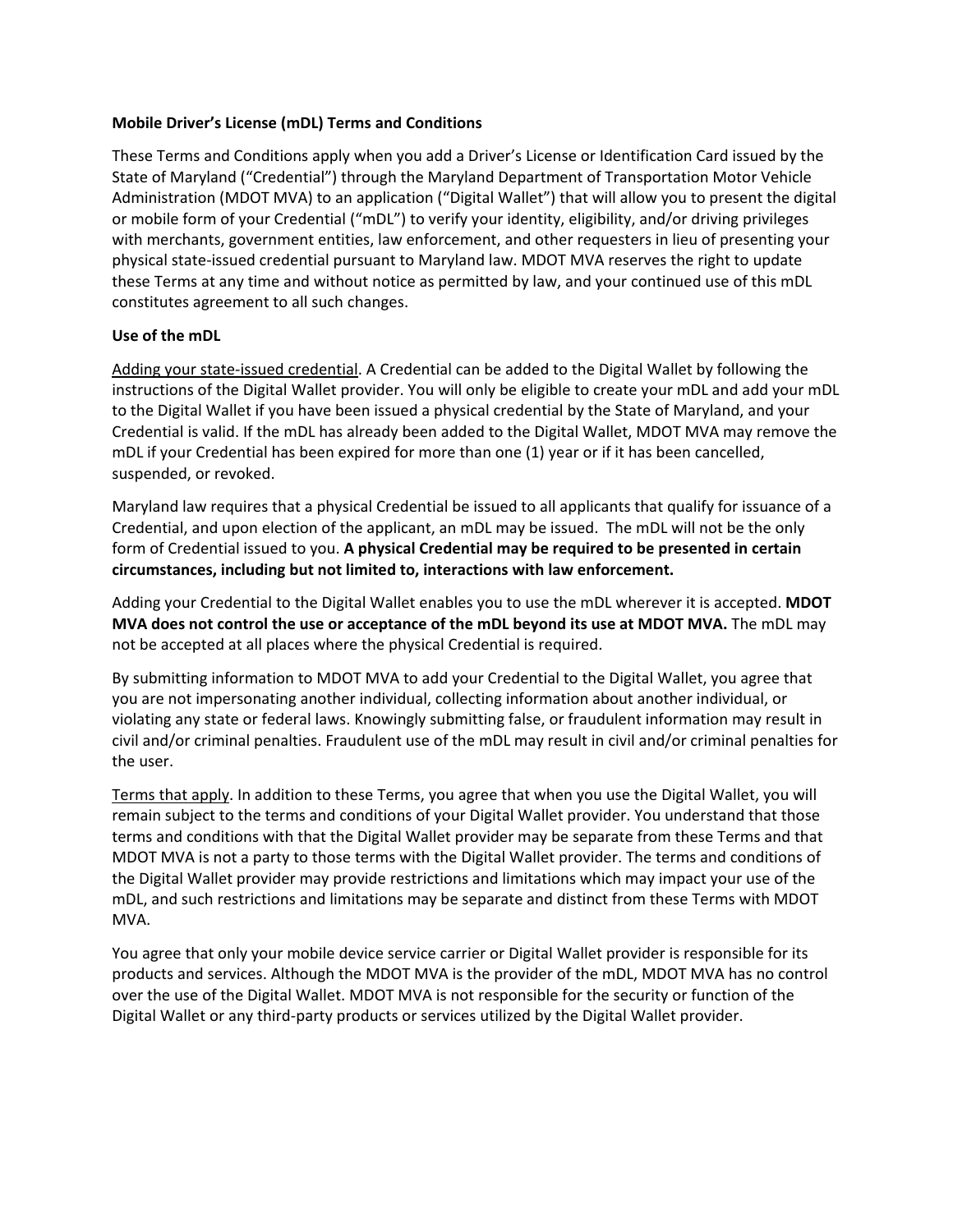**Mobile Driver's License (mDL) Terms and Conditions**

These Terms and Conditions apply when you add a Driver's License or Identification Card issued by the State of Maryland ("Credential") through the Maryland Department of Transportation Motor Vehicle Administration (MDOT MVA) to an application ("Digital Wallet") that will allow you to present the digital or mobile form of your Credential ("mDL") to verify your identity, eligibility, and/or driving privileges with merchants, government entities, law enforcement, and other requesters in lieu of presenting your physical state-issued credential pursuant to Maryland law. MDOT MVA reserves the right to update these Terms at any time and without notice as permitted by law, and your continued use of this mDL constitutes agreement to all such changes.

**Use of the mDL**

<u>Adding your state-issued credential</u>. A Credential can be added to the Digital Wallet by following the instructions of the Digital Wallet provider. You will only be eligible to create your mDL and add your mDL to the Digital Wallet if you have been issued a physical credential by the State of Maryland, and your Credential is valid. If the mDL has already been added to the Digital Wallet, MDOT MVA may remove the mDL if your Credential has been expired for more than one (1) year or if it has been cancelled, suspended, or revoked.

Maryland law requires that a physical Credential be issued to all applicants that qualify for issuance of a Credential, and upon election of the applicant, an mDL may be issued. The mDL will not be the only form of Credential issued to you. **A physical Credential may be required to be presented in certain circumstances, including but not limited to, interactions with law enforcement.**

Adding your Credential to the Digital Wallet enables you to use the mDL wherever it is accepted. **MDOT MVA does not control the use or acceptance of the mDL beyond its use at MDOT MVA.** The mDL may not be accepted at all places where the physical Credential is required.

By submitting information to MDOT MVA to add your Credential to the Digital Wallet, you agree that you are not impersonating another individual, collecting information about another individual, or violating any state or federal laws. Knowingly submitting false, or fraudulent information may result in civil and/or criminal penalties. Fraudulent use of the mDL may result in civil and/or criminal penalties for the user.

<u>Terms that apply</u>. In addition to these Terms, you agree that when you use the Digital Wallet, you will remain subject to the terms and conditions of your Digital Wallet provider. You understand that those terms and conditions with that the Digital Wallet provider may be separate from these Terms and that MDOT MVA is not a party to those terms with the Digital Wallet provider. The terms and conditions of the Digital Wallet provider may provide restrictions and limitations which may impact your use of the mDL, and such restrictions and limitations may be separate and distinct from these Terms with MDOT MVA.

You agree that only your mobile device service carrier or Digital Wallet provider is responsible for its products and services. Although the MDOT MVA is the provider of the mDL, MDOT MVA has no control over the use of the Digital Wallet. MDOT MVA is not responsible for the security or function of the Digital Wallet or any third-party products or services utilized by the Digital Wallet provider.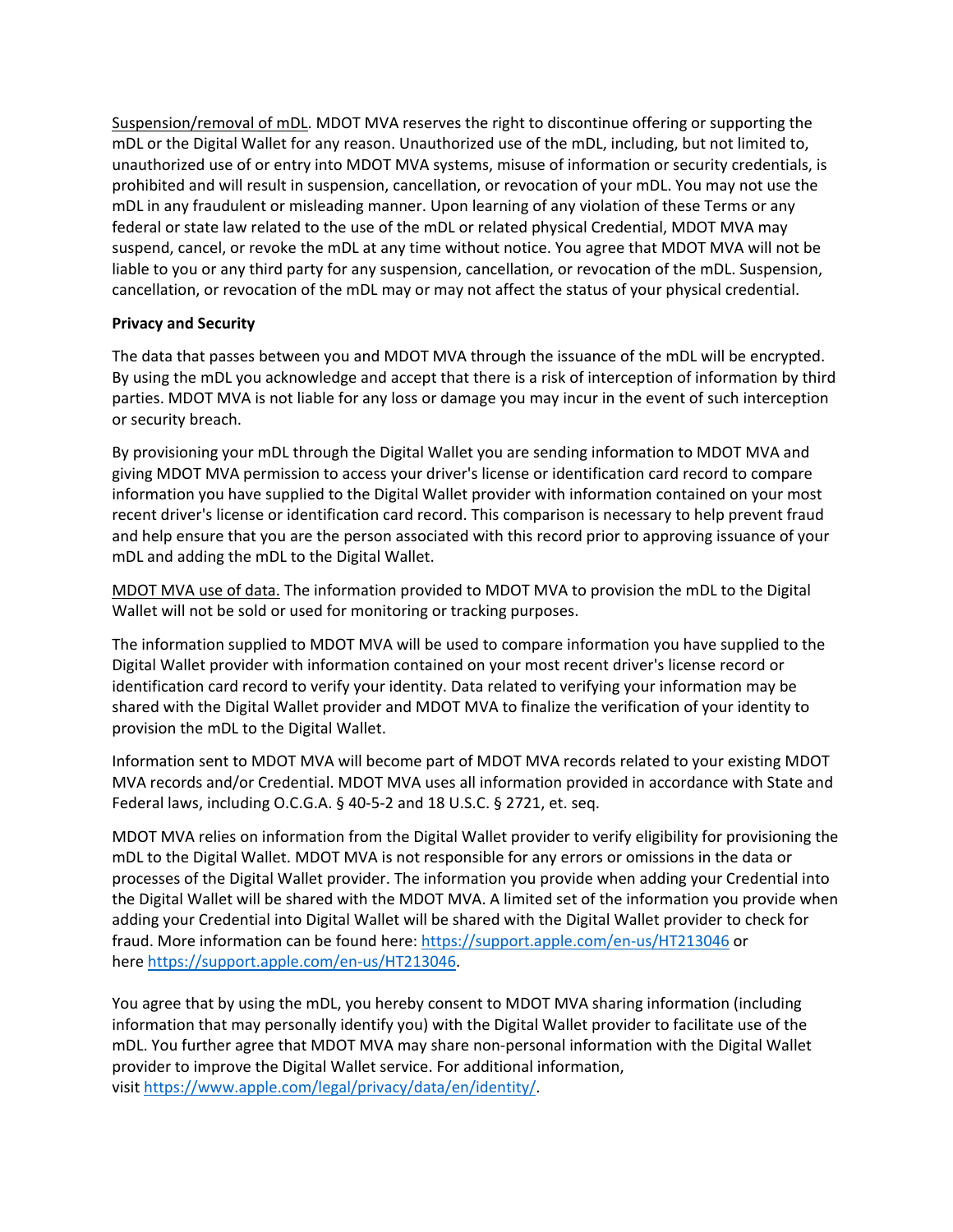<u>Suspension/removal of mDL</u>. MDOT MVA reserves the right to discontinue offering or supporting the mDL or the Digital Wallet for any reason. Unauthorized use of the mDL, including, but not limited to, unauthorized use of or entry into MDOT MVA systems, misuse of information or security credentials, is prohibited and will result in suspension, cancellation, or revocation of your mDL. You may not use the mDL in any fraudulent or misleading manner. Upon learning of any violation of these Terms or any federal or state law related to the use of the mDL or related physical Credential, MDOT MVA may suspend, cancel, or revoke the mDL at any time without notice. You agree that MDOT MVA will not be liable to you or any third party for any suspension, cancellation, or revocation of the mDL. Suspension, cancellation, or revocation of the mDL may or may not affect the status of your physical credential.

**Privacy and Security**

The data that passes between you and MDOT MVA through the issuance of the mDL will be encrypted. By using the mDL you acknowledge and accept that there is a risk of interception of information by third parties. MDOT MVA is not liable for any loss or damage you may incur in the event of such interception or security breach.

By provisioning your mDL through the Digital Wallet you are sending information to MDOT MVA and giving MDOT MVA permission to access your driver's license or identification card record to compare information you have supplied to the Digital Wallet provider with information contained on your most recent driver's license or identification card record. This comparison is necessary to help prevent fraud and help ensure that you are the person associated with this record prior to approving issuance of your mDL and adding the mDL to the Digital Wallet.

<u>MDOT MVA use of data.</u> The information provided to MDOT MVA to provision the mDL to the Digital Wallet will not be sold or used for monitoring or tracking purposes.

The information supplied to MDOT MVA will be used to compare information you have supplied to the Digital Wallet provider with information contained on your most recent driver's license record or identification card record to verify your identity. Data related to verifying your information may be shared with the Digital Wallet provider and MDOT MVA to finalize the verification of your identity to provision the mDL to the Digital Wallet.

Information sent to MDOT MVA will become part of MDOT MVA records related to your existing MDOT MVA records and/or Credential. MDOT MVA uses all information provided in accordance with State and Federal laws, including O.C.G.A. § 40-5-2 and 18 U.S.C. § 2721, et. seq.

MDOT MVA relies on information from the Digital Wallet provider to verify eligibility for provisioning the mDL to the Digital Wallet. MDOT MVA is not responsible for any errors or omissions in the data or processes of the Digital Wallet provider. The information you provide when adding your Credential into the Digital Wallet will be shared with the MDOT MVA. A limited set of the information you provide when adding your Credential into Digital Wallet will be shared with the Digital Wallet provider to check for fraud. More information can be found here: https://support.apple.com/en-us/HT213046 or here https://support.apple.com/en-us/HT213046.

You agree that by using the mDL, you hereby consent to MDOT MVA sharing information (including information that may personally identify you) with the Digital Wallet provider to facilitate use of the mDL. You further agree that MDOT MVA may share non-personal information with the Digital Wallet provider to improve the Digital Wallet service. For additional information, visit https://www.apple.com/legal/privacy/data/en/identity/.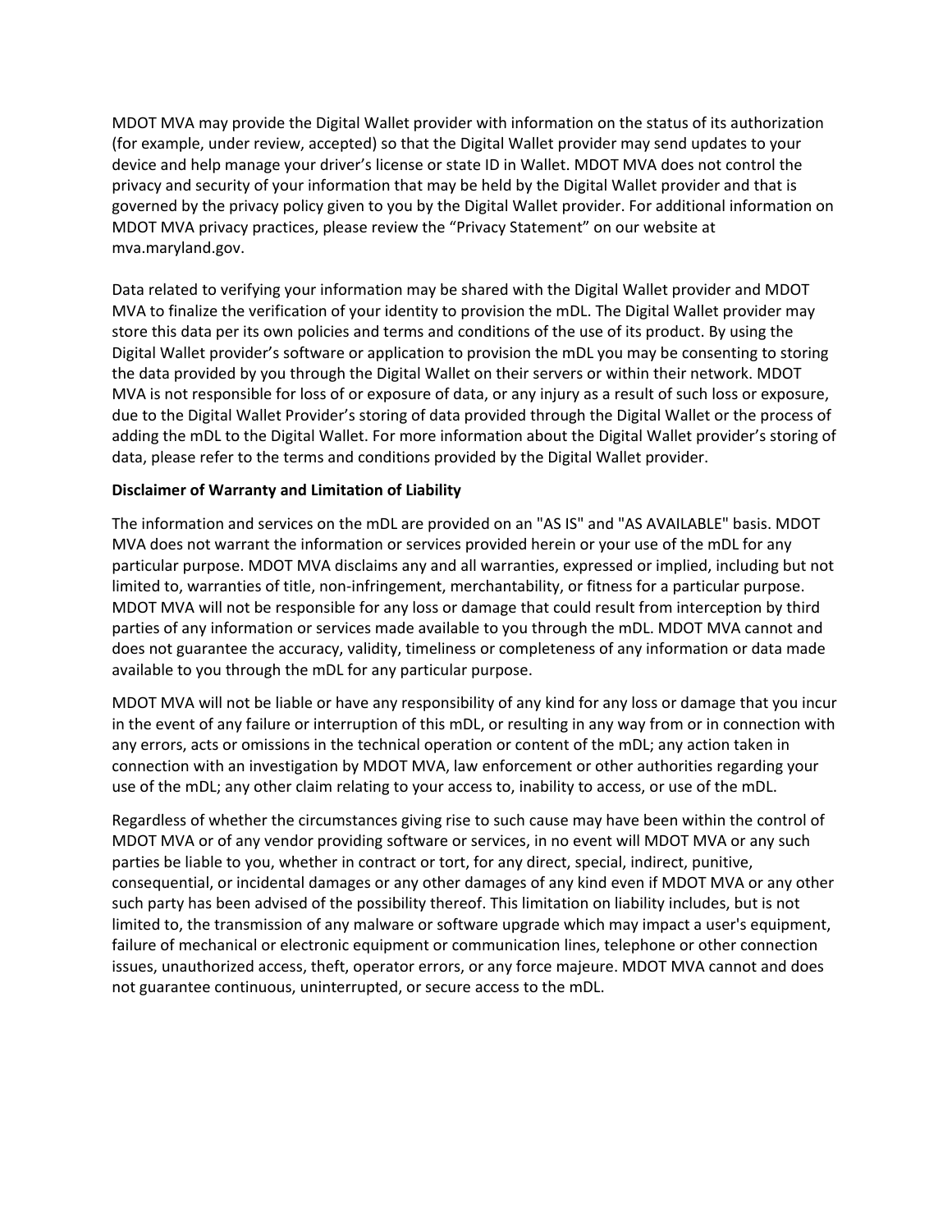MDOT MVA may provide the Digital Wallet provider with information on the status of its authorization (for example, under review, accepted) so that the Digital Wallet provider may send updates to your device and help manage your driver's license or state ID in Wallet. MDOT MVA does not control the privacy and security of your information that may be held by the Digital Wallet provider and that is governed by the privacy policy given to you by the Digital Wallet provider. For additional information on MDOT MVA privacy practices, please review the "Privacy Statement" on our website at mva.maryland.gov.

Data related to verifying your information may be shared with the Digital Wallet provider and MDOT MVA to finalize the verification of your identity to provision the mDL. The Digital Wallet provider may store this data per its own policies and terms and conditions of the use of its product. By using the Digital Wallet provider's software or application to provision the mDL you may be consenting to storing the data provided by you through the Digital Wallet on their servers or within their network. MDOT MVA is not responsible for loss of or exposure of data, or any injury as a result of such loss or exposure, due to the Digital Wallet Provider's storing of data provided through the Digital Wallet or the process of adding the mDL to the Digital Wallet. For more information about the Digital Wallet provider's storing of data, please refer to the terms and conditions provided by the Digital Wallet provider.

**Disclaimer of Warranty and Limitation of Liability**

The information and services on the mDL are provided on an "AS IS" and "AS AVAILABLE" basis. MDOT MVA does not warrant the information or services provided herein or your use of the mDL for any particular purpose. MDOT MVA disclaims any and all warranties, expressed or implied, including but not limited to, warranties of title, non-infringement, merchantability, or fitness for a particular purpose. MDOT MVA will not be responsible for any loss or damage that could result from interception by third parties of any information or services made available to you through the mDL. MDOT MVA cannot and does not guarantee the accuracy, validity, timeliness or completeness of any information or data made available to you through the mDL for any particular purpose.

MDOT MVA will not be liable or have any responsibility of any kind for any loss or damage that you incur in the event of any failure or interruption of this mDL, or resulting in any way from or in connection with any errors, acts or omissions in the technical operation or content of the mDL; any action taken in connection with an investigation by MDOT MVA, law enforcement or other authorities regarding your use of the mDL; any other claim relating to your access to, inability to access, or use of the mDL.

Regardless of whether the circumstances giving rise to such cause may have been within the control of MDOT MVA or of any vendor providing software or services, in no event will MDOT MVA or any such parties be liable to you, whether in contract or tort, for any direct, special, indirect, punitive, consequential, or incidental damages or any other damages of any kind even if MDOT MVA or any other such party has been advised of the possibility thereof. This limitation on liability includes, but is not limited to, the transmission of any malware or software upgrade which may impact a user's equipment, failure of mechanical or electronic equipment or communication lines, telephone or other connection issues, unauthorized access, theft, operator errors, or any force majeure. MDOT MVA cannot and does not guarantee continuous, uninterrupted, or secure access to the mDL.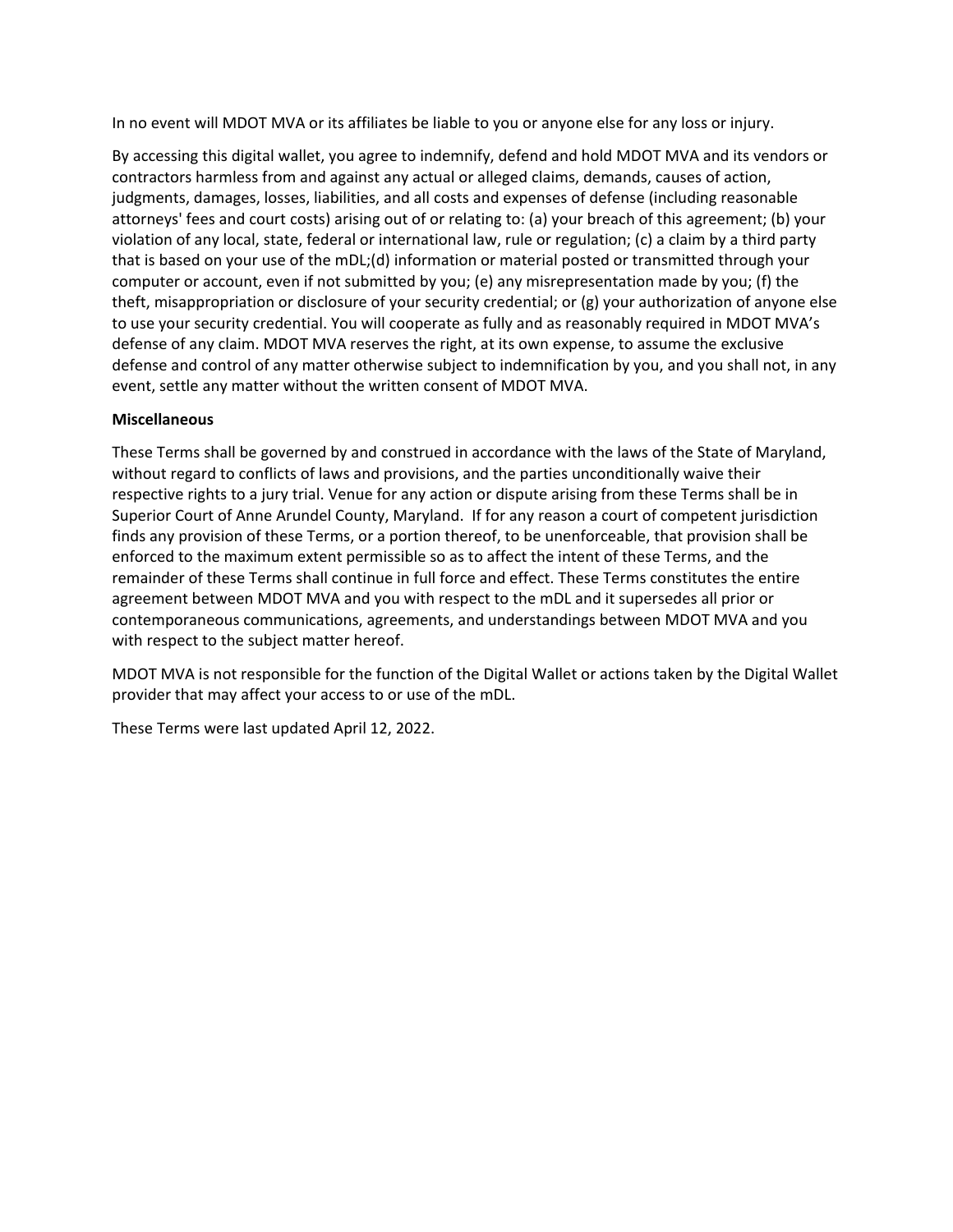In no event will MDOT MVA or its affiliates be liable to you or anyone else for any loss or injury.

By accessing this digital wallet, you agree to indemnify, defend and hold MDOT MVA and its vendors or contractors harmless from and against any actual or alleged claims, demands, causes of action, judgments, damages, losses, liabilities, and all costs and expenses of defense (including reasonable attorneys' fees and court costs) arising out of or relating to: (a) your breach of this agreement; (b) your violation of any local, state, federal or international law, rule or regulation; (c) a claim by a third party that is based on your use of the mDL;(d) information or material posted or transmitted through your computer or account, even if not submitted by you; (e) any misrepresentation made by you; (f) the theft, misappropriation or disclosure of your security credential; or (g) your authorization of anyone else to use your security credential. You will cooperate as fully and as reasonably required in MDOT MVA's defense of any claim. MDOT MVA reserves the right, at its own expense, to assume the exclusive defense and control of any matter otherwise subject to indemnification by you, and you shall not, in any event, settle any matter without the written consent of MDOT MVA.

**Miscellaneous**

These Terms shall be governed by and construed in accordance with the laws of the State of Maryland, without regard to conflicts of laws and provisions, and the parties unconditionally waive their respective rights to a jury trial. Venue for any action or dispute arising from these Terms shall be in Superior Court of Anne Arundel County, Maryland. If for any reason a court of competent jurisdiction finds any provision of these Terms, or a portion thereof, to be unenforceable, that provision shall be enforced to the maximum extent permissible so as to affect the intent of these Terms, and the remainder of these Terms shall continue in full force and effect. These Terms constitutes the entire agreement between MDOT MVA and you with respect to the mDL and it supersedes all prior or contemporaneous communications, agreements, and understandings between MDOT MVA and you with respect to the subject matter hereof.

MDOT MVA is not responsible for the function of the Digital Wallet or actions taken by the Digital Wallet provider that may affect your access to or use of the mDL.

These Terms were last updated April 12, 2022.